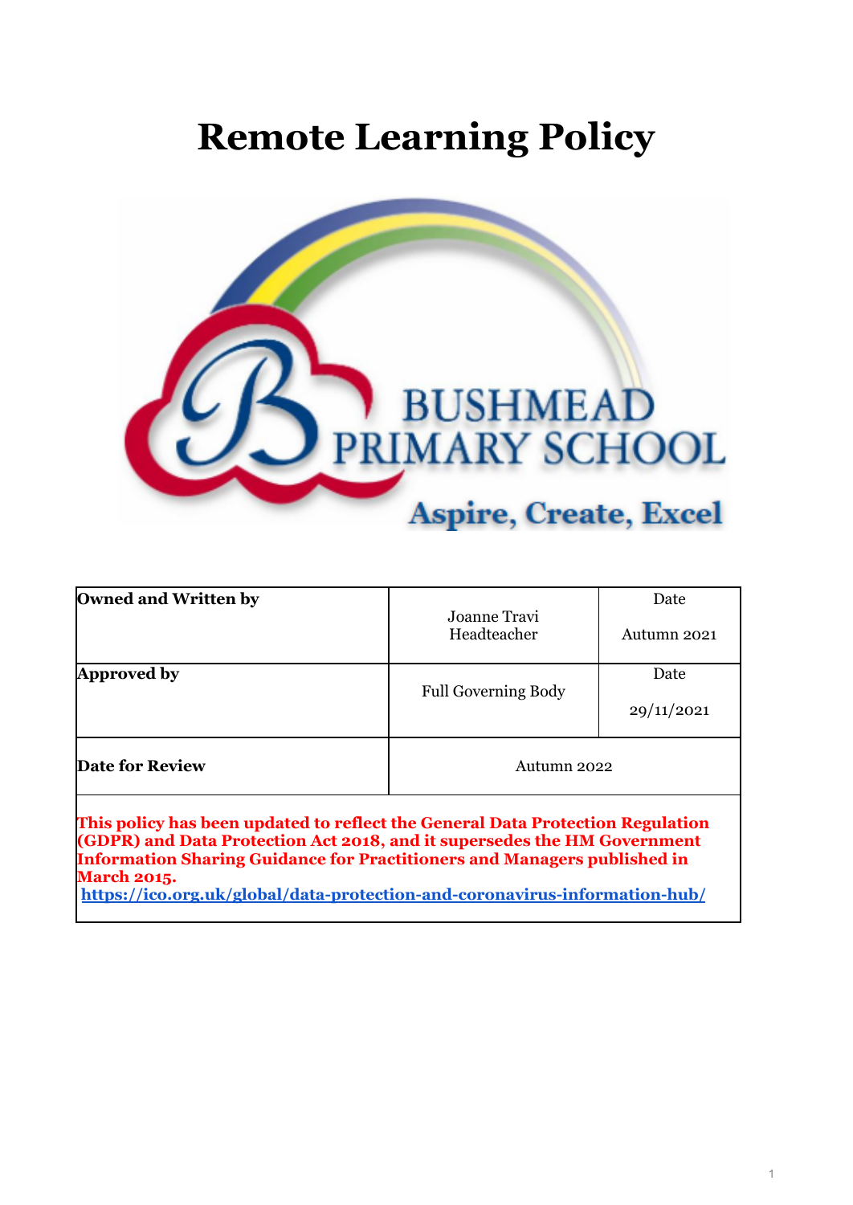# Remote Learning Policy

BUSHMEAD PRIMARY SCHOOL

Aspire, Create, Excel

| | | |
|---|---|---|
| **Owned and Written by** | Joanne Travi<br>Headteacher | Date<br><br>Autumn 2021 |
| **Approved by** | Full Governing Body | Date<br><br>29/11/2021 |
| **Date for Review** | Autumn 2022 | |
| **This policy has been updated to reflect the General Data Protection Regulation (GDPR) and Data Protection Act 2018, and it supersedes the HM Government Information Sharing Guidance for Practitioners and Managers published in March 2015.**<br>**https://ico.org.uk/global/data-protection-and-coronavirus-information-hub/** | | |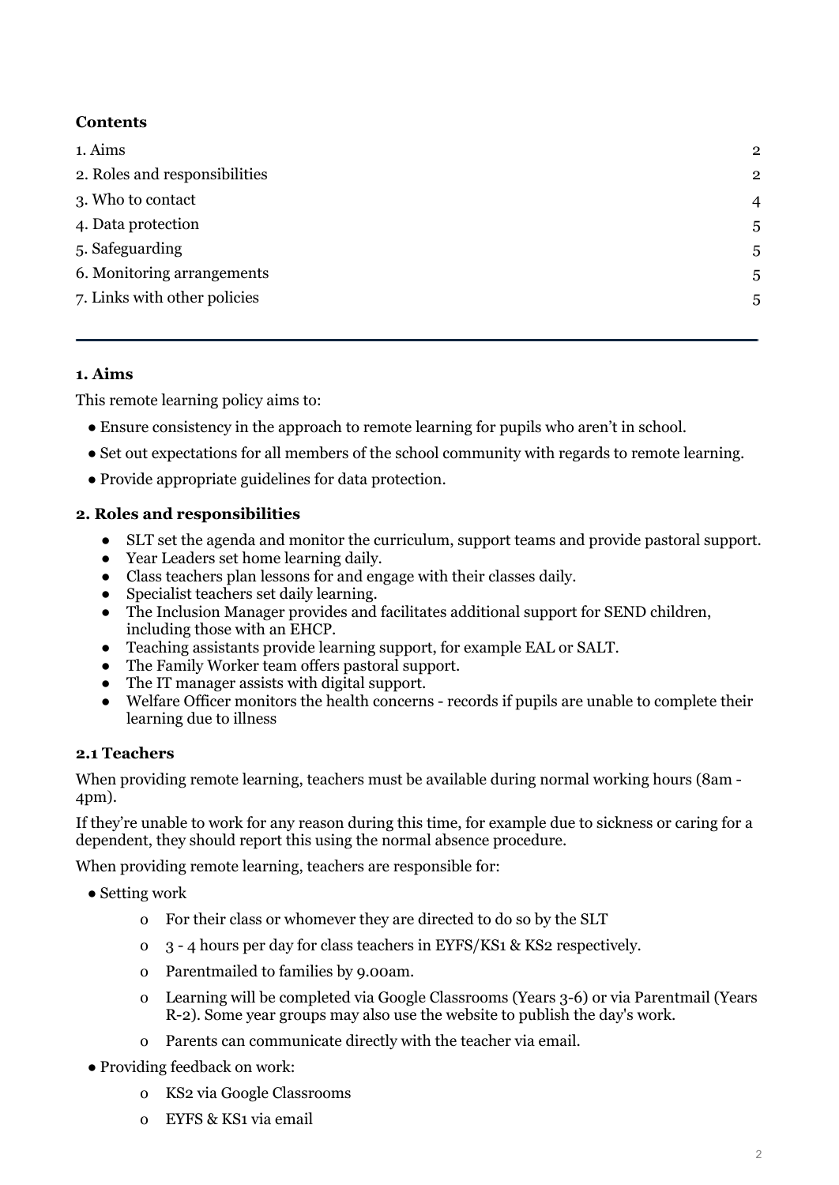**Contents**

| | |
|---|---|
| 1. Aims | 2 |
| 2. Roles and responsibilities | 2 |
| 3. Who to contact | 4 |
| 4. Data protection | 5 |
| 5. Safeguarding | 5 |
| 6. Monitoring arrangements | 5 |
| 7. Links with other policies | 5 |

---

### 1. Aims

This remote learning policy aims to:

- Ensure consistency in the approach to remote learning for pupils who aren't in school.
- Set out expectations for all members of the school community with regards to remote learning.
- Provide appropriate guidelines for data protection.

### 2. Roles and responsibilities

- SLT set the agenda and monitor the curriculum, support teams and provide pastoral support.
- Year Leaders set home learning daily.
- Class teachers plan lessons for and engage with their classes daily.
- Specialist teachers set daily learning.
- The Inclusion Manager provides and facilitates additional support for SEND children, including those with an EHCP.
- Teaching assistants provide learning support, for example EAL or SALT.
- The Family Worker team offers pastoral support.
- The IT manager assists with digital support.
- Welfare Officer monitors the health concerns - records if pupils are unable to complete their learning due to illness

#### 2.1 Teachers

When providing remote learning, teachers must be available during normal working hours (8am - 4pm).

If they're unable to work for any reason during this time, for example due to sickness or caring for a dependent, they should report this using the normal absence procedure.

When providing remote learning, teachers are responsible for:

- Setting work
  - For their class or whomever they are directed to do so by the SLT
  - 3 - 4 hours per day for class teachers in EYFS/KS1 & KS2 respectively.
  - Parentmailed to families by 9.00am.
  - Learning will be completed via Google Classrooms (Years 3-6) or via Parentmail (Years R-2). Some year groups may also use the website to publish the day's work.
  - Parents can communicate directly with the teacher via email.
- Providing feedback on work:
  - KS2 via Google Classrooms
  - EYFS & KS1 via email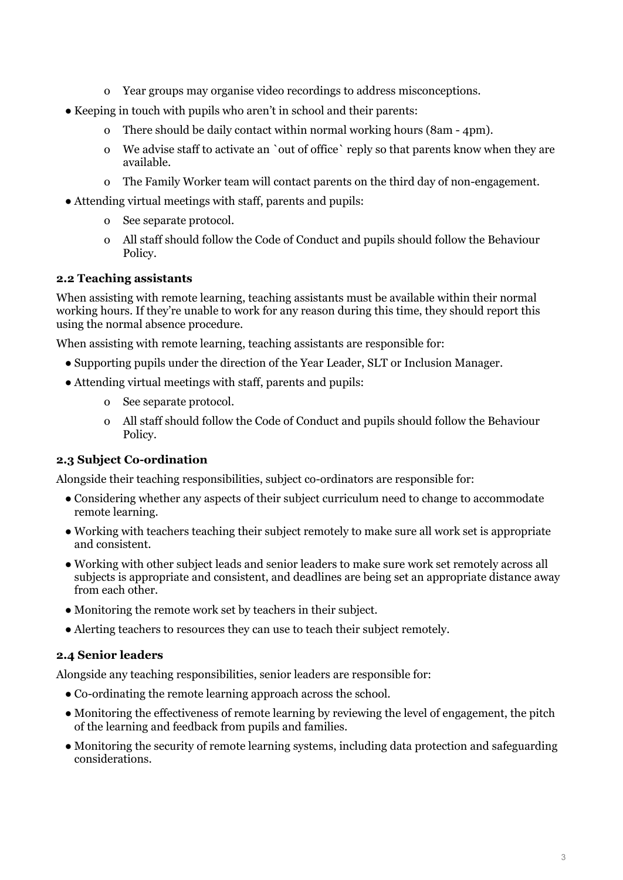- Year groups may organise video recordings to address misconceptions.
- Keeping in touch with pupils who aren't in school and their parents:
    - There should be daily contact within normal working hours (8am - 4pm).
    - We advise staff to activate an `out of office` reply so that parents know when they are available.
    - The Family Worker team will contact parents on the third day of non-engagement.
- Attending virtual meetings with staff, parents and pupils:
    - See separate protocol.
    - All staff should follow the Code of Conduct and pupils should follow the Behaviour Policy.

### 2.2 Teaching assistants

When assisting with remote learning, teaching assistants must be available within their normal working hours. If they're unable to work for any reason during this time, they should report this using the normal absence procedure.

When assisting with remote learning, teaching assistants are responsible for:

- Supporting pupils under the direction of the Year Leader, SLT or Inclusion Manager.
- Attending virtual meetings with staff, parents and pupils:
    - See separate protocol.
    - All staff should follow the Code of Conduct and pupils should follow the Behaviour Policy.

### 2.3 Subject Co-ordination

Alongside their teaching responsibilities, subject co-ordinators are responsible for:

- Considering whether any aspects of their subject curriculum need to change to accommodate remote learning.
- Working with teachers teaching their subject remotely to make sure all work set is appropriate and consistent.
- Working with other subject leads and senior leaders to make sure work set remotely across all subjects is appropriate and consistent, and deadlines are being set an appropriate distance away from each other.
- Monitoring the remote work set by teachers in their subject.
- Alerting teachers to resources they can use to teach their subject remotely.

### 2.4 Senior leaders

Alongside any teaching responsibilities, senior leaders are responsible for:

- Co-ordinating the remote learning approach across the school.
- Monitoring the effectiveness of remote learning by reviewing the level of engagement, the pitch of the learning and feedback from pupils and families.
- Monitoring the security of remote learning systems, including data protection and safeguarding considerations.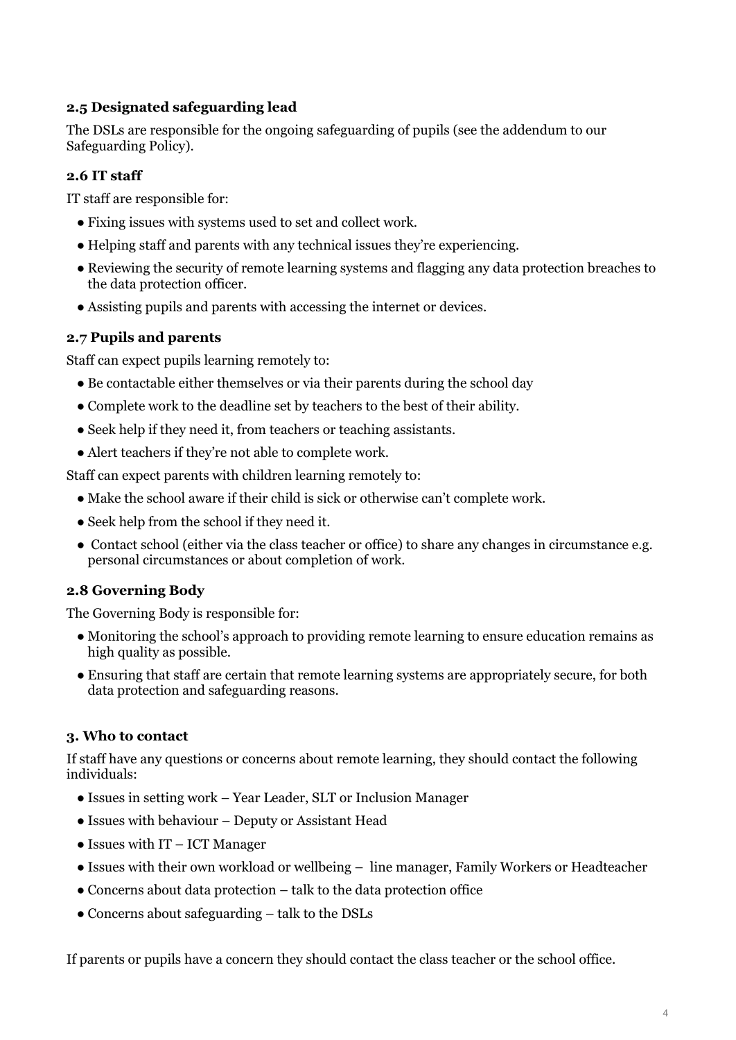### 2.5 Designated safeguarding lead

The DSLs are responsible for the ongoing safeguarding of pupils (see the addendum to our Safeguarding Policy).

### 2.6 IT staff

IT staff are responsible for:

- Fixing issues with systems used to set and collect work.
- Helping staff and parents with any technical issues they're experiencing.
- Reviewing the security of remote learning systems and flagging any data protection breaches to the data protection officer.
- Assisting pupils and parents with accessing the internet or devices.

### 2.7 Pupils and parents

Staff can expect pupils learning remotely to:

- Be contactable either themselves or via their parents during the school day
- Complete work to the deadline set by teachers to the best of their ability.
- Seek help if they need it, from teachers or teaching assistants.
- Alert teachers if they're not able to complete work.

Staff can expect parents with children learning remotely to:

- Make the school aware if their child is sick or otherwise can't complete work.
- Seek help from the school if they need it.
- Contact school (either via the class teacher or office) to share any changes in circumstance e.g. personal circumstances or about completion of work.

### 2.8 Governing Body

The Governing Body is responsible for:

- Monitoring the school's approach to providing remote learning to ensure education remains as high quality as possible.
- Ensuring that staff are certain that remote learning systems are appropriately secure, for both data protection and safeguarding reasons.

## 3. Who to contact

If staff have any questions or concerns about remote learning, they should contact the following individuals:

- Issues in setting work – Year Leader, SLT or Inclusion Manager
- Issues with behaviour – Deputy or Assistant Head
- Issues with IT – ICT Manager
- Issues with their own workload or wellbeing – line manager, Family Workers or Headteacher
- Concerns about data protection – talk to the data protection office
- Concerns about safeguarding – talk to the DSLs

If parents or pupils have a concern they should contact the class teacher or the school office.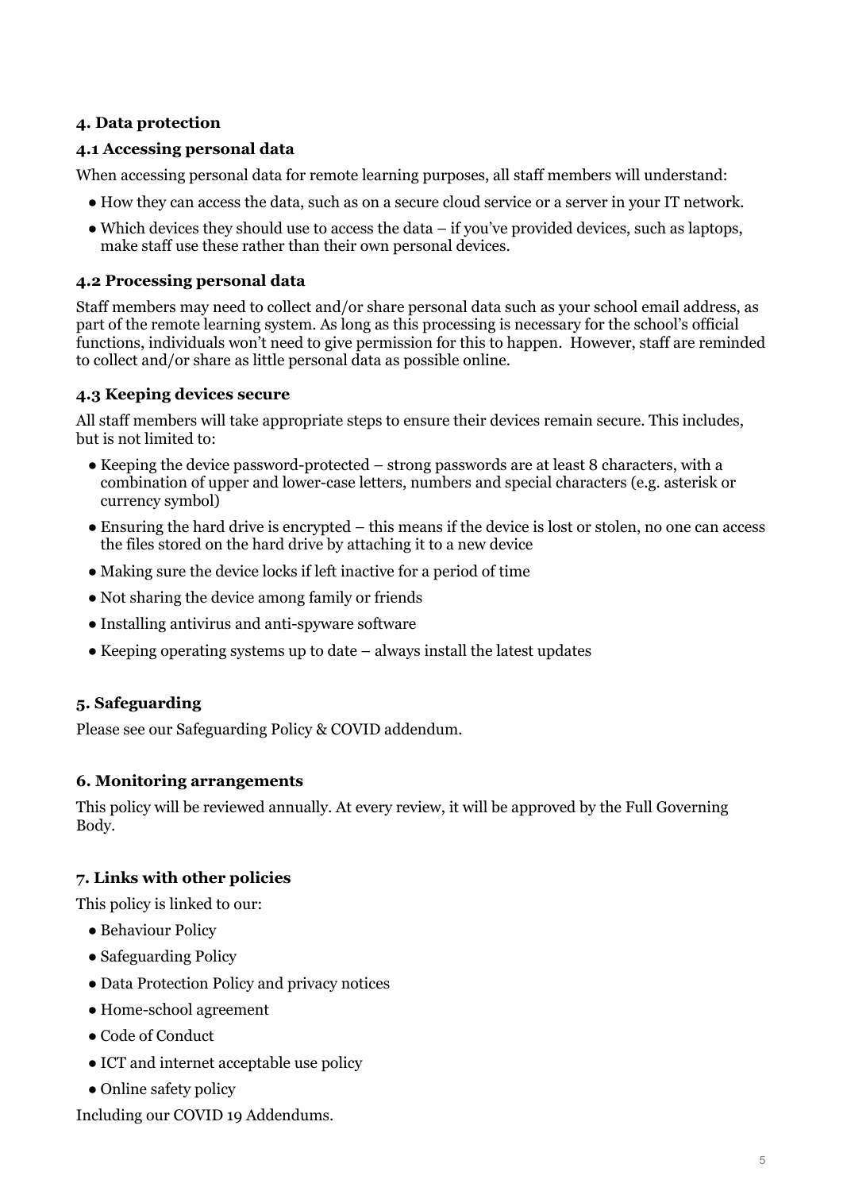## 4. Data protection

### 4.1 Accessing personal data

When accessing personal data for remote learning purposes, all staff members will understand:

- How they can access the data, such as on a secure cloud service or a server in your IT network.
- Which devices they should use to access the data – if you've provided devices, such as laptops, make staff use these rather than their own personal devices.

### 4.2 Processing personal data

Staff members may need to collect and/or share personal data such as your school email address, as part of the remote learning system. As long as this processing is necessary for the school's official functions, individuals won't need to give permission for this to happen. However, staff are reminded to collect and/or share as little personal data as possible online.

### 4.3 Keeping devices secure

All staff members will take appropriate steps to ensure their devices remain secure. This includes, but is not limited to:

- Keeping the device password-protected – strong passwords are at least 8 characters, with a combination of upper and lower-case letters, numbers and special characters (e.g. asterisk or currency symbol)
- Ensuring the hard drive is encrypted – this means if the device is lost or stolen, no one can access the files stored on the hard drive by attaching it to a new device
- Making sure the device locks if left inactive for a period of time
- Not sharing the device among family or friends
- Installing antivirus and anti-spyware software
- Keeping operating systems up to date – always install the latest updates

## 5. Safeguarding

Please see our Safeguarding Policy & COVID addendum.

## 6. Monitoring arrangements

This policy will be reviewed annually. At every review, it will be approved by the Full Governing Body.

## 7. Links with other policies

This policy is linked to our:

- Behaviour Policy
- Safeguarding Policy
- Data Protection Policy and privacy notices
- Home-school agreement
- Code of Conduct
- ICT and internet acceptable use policy
- Online safety policy

Including our COVID 19 Addendums.